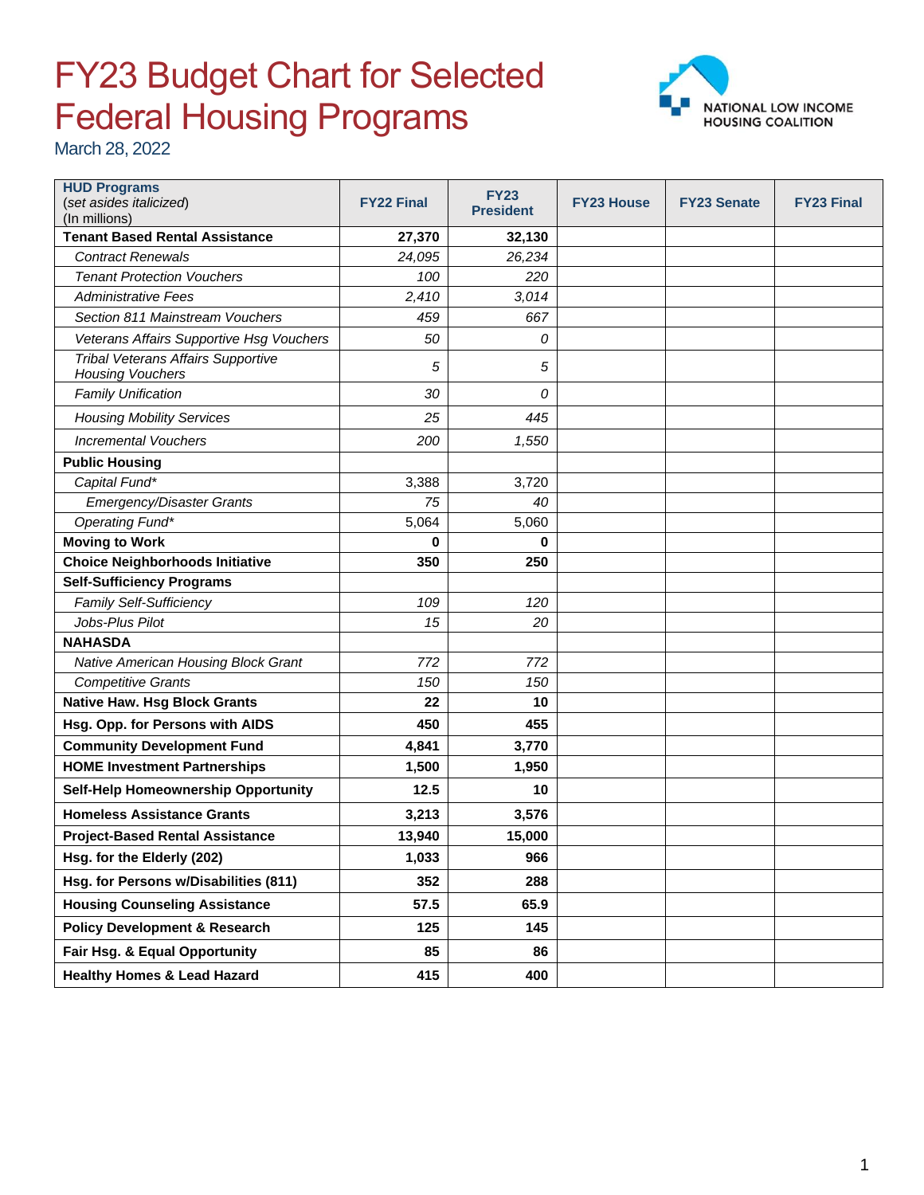# FY23 Budget Chart for Selected Federal Housing Programs

March 28, 2022

NATIONAL LOW INCOME HOUSING COALITION

| **HUD Programs** (*set asides italicized*) (In millions) | FY22 Final | FY23 President | FY23 House | FY23 Senate | FY23 Final |
|---|---|---|---|---|---|
| **Tenant Based Rental Assistance** | **27,370** | **32,130** | | | |
| *Contract Renewals* | *24,095* | *26,234* | | | |
| *Tenant Protection Vouchers* | *100* | *220* | | | |
| *Administrative Fees* | *2,410* | *3,014* | | | |
| *Section 811 Mainstream Vouchers* | *459* | *667* | | | |
| *Veterans Affairs Supportive Hsg Vouchers* | *50* | *0* | | | |
| *Tribal Veterans Affairs Supportive Housing Vouchers* | *5* | *5* | | | |
| *Family Unification* | *30* | *0* | | | |
| *Housing Mobility Services* | *25* | *445* | | | |
| *Incremental Vouchers* | *200* | *1,550* | | | |
| **Public Housing** | | | | | |
| *Capital Fund** | 3,388 | 3,720 | | | |
| *Emergency/Disaster Grants* | *75* | *40* | | | |
| *Operating Fund** | 5,064 | 5,060 | | | |
| **Moving to Work** | **0** | **0** | | | |
| **Choice Neighborhoods Initiative** | **350** | **250** | | | |
| **Self-Sufficiency Programs** | | | | | |
| *Family Self-Sufficiency* | *109* | *120* | | | |
| *Jobs-Plus Pilot* | *15* | *20* | | | |
| **NAHASDA** | | | | | |
| *Native American Housing Block Grant* | *772* | *772* | | | |
| *Competitive Grants* | *150* | *150* | | | |
| **Native Haw. Hsg Block Grants** | **22** | **10** | | | |
| **Hsg. Opp. for Persons with AIDS** | **450** | **455** | | | |
| **Community Development Fund** | **4,841** | **3,770** | | | |
| **HOME Investment Partnerships** | **1,500** | **1,950** | | | |
| **Self-Help Homeownership Opportunity** | **12.5** | **10** | | | |
| **Homeless Assistance Grants** | **3,213** | **3,576** | | | |
| **Project-Based Rental Assistance** | **13,940** | **15,000** | | | |
| **Hsg. for the Elderly (202)** | **1,033** | **966** | | | |
| **Hsg. for Persons w/Disabilities (811)** | **352** | **288** | | | |
| **Housing Counseling Assistance** | **57.5** | **65.9** | | | |
| **Policy Development & Research** | **125** | **145** | | | |
| **Fair Hsg. & Equal Opportunity** | **85** | **86** | | | |
| **Healthy Homes & Lead Hazard** | **415** | **400** | | | |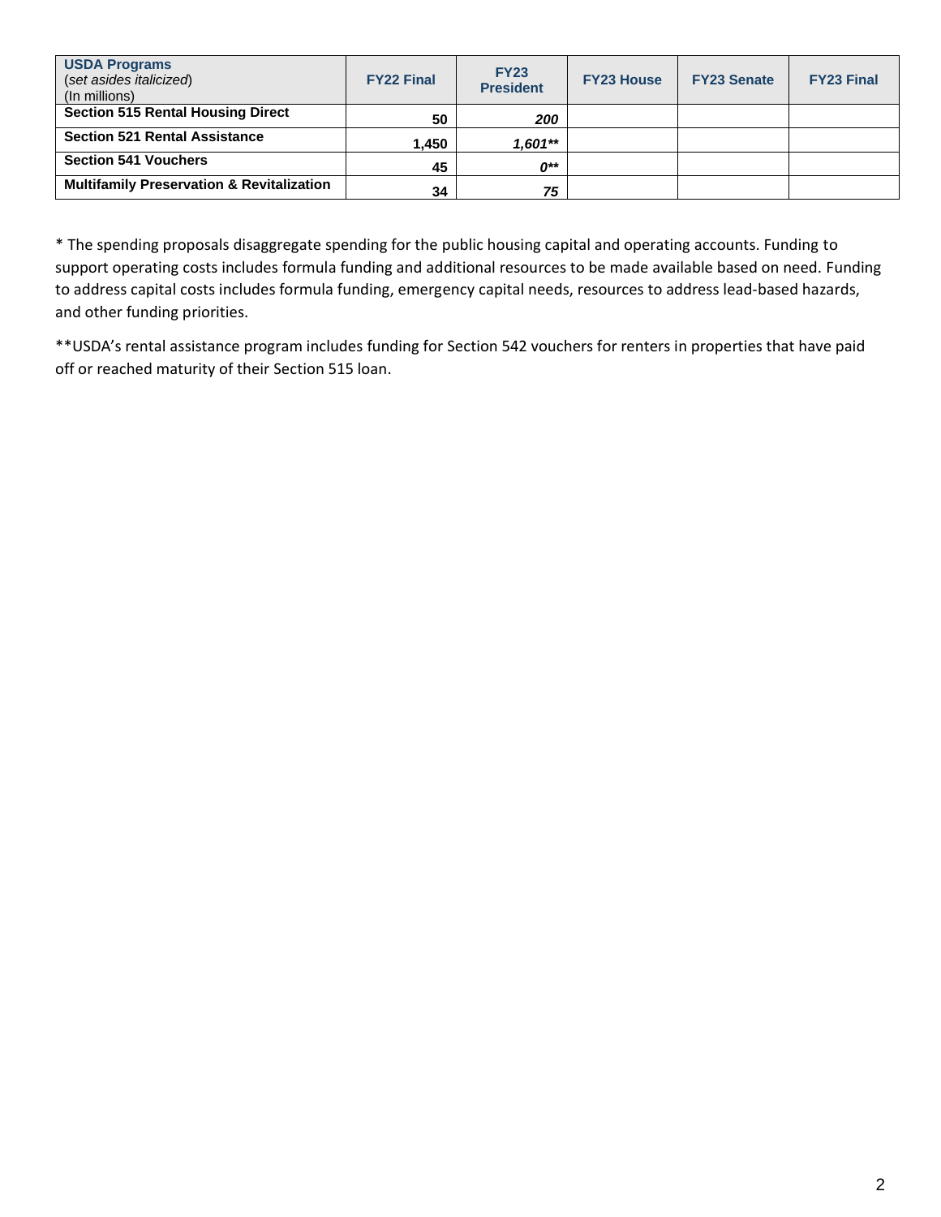| **USDA Programs** (*set asides italicized*) (In millions) | FY22 Final | FY23 President | FY23 House | FY23 Senate | FY23 Final |
|---|---|---|---|---|---|
| **Section 515 Rental Housing Direct** | **50** | ***200*** | | | |
| **Section 521 Rental Assistance** | **1,450** | ***1,601\*\**** | | | |
| **Section 541 Vouchers** | **45** | ***0\*\**** | | | |
| **Multifamily Preservation & Revitalization** | **34** | ***75*** | | | |

* The spending proposals disaggregate spending for the public housing capital and operating accounts. Funding to support operating costs includes formula funding and additional resources to be made available based on need. Funding to address capital costs includes formula funding, emergency capital needs, resources to address lead-based hazards, and other funding priorities.

**USDA's rental assistance program includes funding for Section 542 vouchers for renters in properties that have paid off or reached maturity of their Section 515 loan.